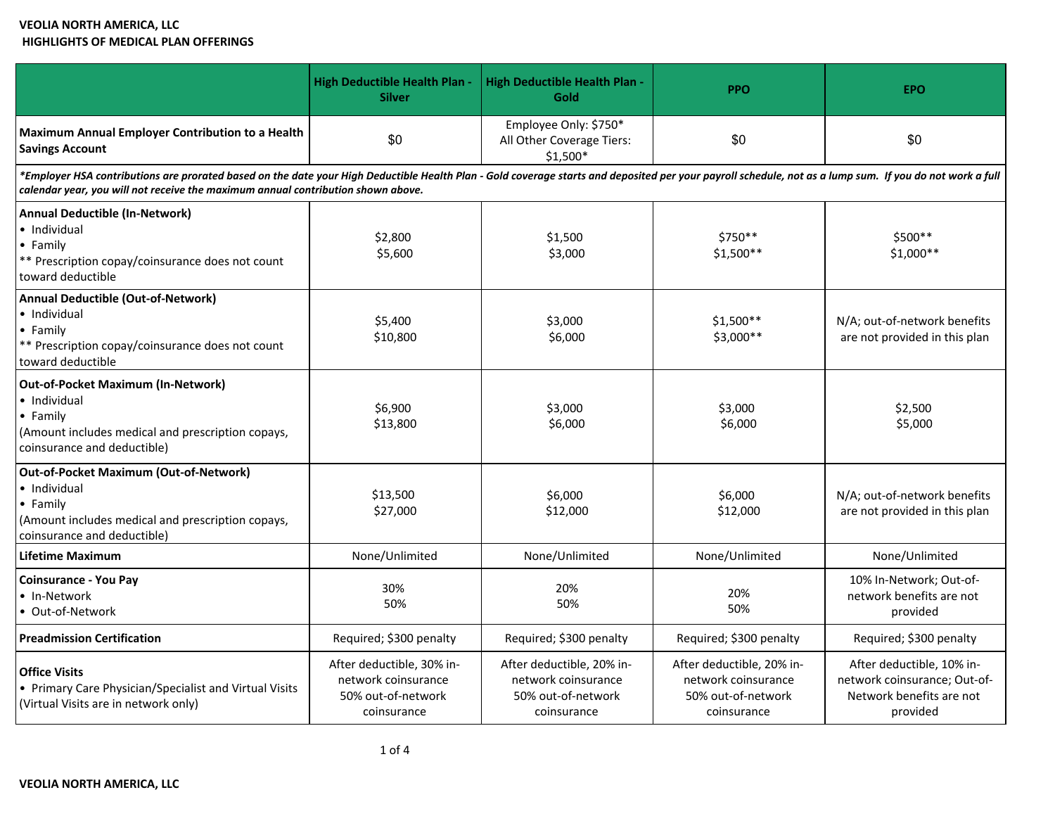**VEOLIA NORTH AMERICA, LLC**
**HIGHLIGHTS OF MEDICAL PLAN OFFERINGS**

| | High Deductible Health Plan - Silver | High Deductible Health Plan - Gold | PPO | EPO |
|---|---|---|---|---|
| **Maximum Annual Employer Contribution to a Health Savings Account** | $0 | Employee Only: $750*<br>All Other Coverage Tiers: $1,500* | $0 | $0 |
| ***Employer HSA contributions are prorated based on the date your High Deductible Health Plan - Gold coverage starts and deposited per your payroll schedule, not as a lump sum. If you do not work a full calendar year, you will not receive the maximum annual contribution shown above.* | | | | |
| **Annual Deductible (In-Network)**<br>• Individual<br>• Family<br>** Prescription copay/coinsurance does not count toward deductible | $2,800<br>$5,600 | $1,500<br>$3,000 | $750**<br>$1,500** | $500**<br>$1,000** |
| **Annual Deductible (Out-of-Network)**<br>• Individual<br>• Family<br>** Prescription copay/coinsurance does not count toward deductible | $5,400<br>$10,800 | $3,000<br>$6,000 | $1,500**<br>$3,000** | N/A; out-of-network benefits are not provided in this plan |
| **Out-of-Pocket Maximum (In-Network)**<br>• Individual<br>• Family<br>(Amount includes medical and prescription copays, coinsurance and deductible) | $6,900<br>$13,800 | $3,000<br>$6,000 | $3,000<br>$6,000 | $2,500<br>$5,000 |
| **Out-of-Pocket Maximum (Out-of-Network)**<br>• Individual<br>• Family<br>(Amount includes medical and prescription copays, coinsurance and deductible) | $13,500<br>$27,000 | $6,000<br>$12,000 | $6,000<br>$12,000 | N/A; out-of-network benefits are not provided in this plan |
| **Lifetime Maximum** | None/Unlimited | None/Unlimited | None/Unlimited | None/Unlimited |
| **Coinsurance - You Pay**<br>• In-Network<br>• Out-of-Network | 30%<br>50% | 20%<br>50% | 20%<br>50% | 10% In-Network; Out-of-network benefits are not provided |
| **Preadmission Certification** | Required; $300 penalty | Required; $300 penalty | Required; $300 penalty | Required; $300 penalty |
| **Office Visits**<br>• Primary Care Physician/Specialist and Virtual Visits (Virtual Visits are in network only) | After deductible, 30% in-network coinsurance<br>50% out-of-network coinsurance | After deductible, 20% in-network coinsurance<br>50% out-of-network coinsurance | After deductible, 20% in-network coinsurance<br>50% out-of-network coinsurance | After deductible, 10% in-network coinsurance; Out-of-Network benefits are not provided |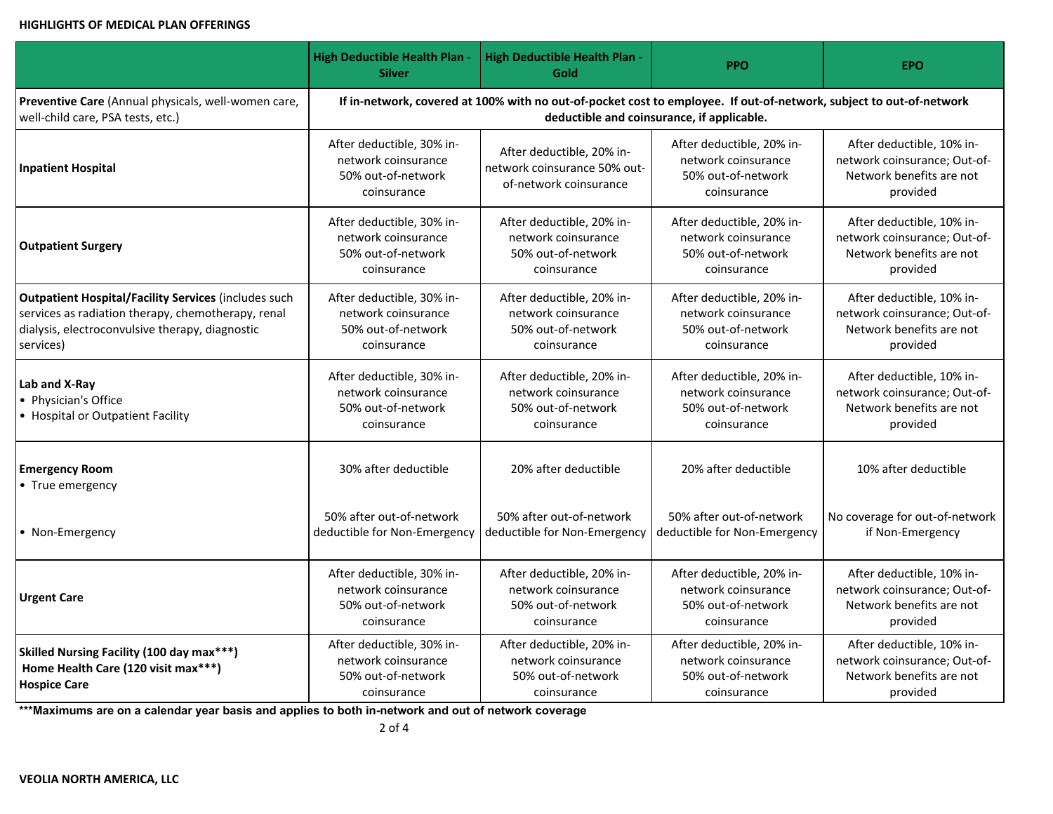**HIGHLIGHTS OF MEDICAL PLAN OFFERINGS**

| | High Deductible Health Plan - Silver | High Deductible Health Plan - Gold | PPO | EPO |
|---|---|---|---|---|
| **Preventive Care** (Annual physicals, well-women care, well-child care, PSA tests, etc.) | **If in-network, covered at 100% with no out-of-pocket cost to employee. If out-of-network, subject to out-of-network deductible and coinsurance, if applicable.** | | | |
| **Inpatient Hospital** | After deductible, 30% in-network coinsurance 50% out-of-network coinsurance | After deductible, 20% in-network coinsurance 50% out-of-network coinsurance | After deductible, 20% in-network coinsurance 50% out-of-network coinsurance | After deductible, 10% in-network coinsurance; Out-of-Network benefits are not provided |
| **Outpatient Surgery** | After deductible, 30% in-network coinsurance 50% out-of-network coinsurance | After deductible, 20% in-network coinsurance 50% out-of-network coinsurance | After deductible, 20% in-network coinsurance 50% out-of-network coinsurance | After deductible, 10% in-network coinsurance; Out-of-Network benefits are not provided |
| **Outpatient Hospital/Facility Services** (includes such services as radiation therapy, chemotherapy, renal dialysis, electroconvulsive therapy, diagnostic services) | After deductible, 30% in-network coinsurance 50% out-of-network coinsurance | After deductible, 20% in-network coinsurance 50% out-of-network coinsurance | After deductible, 20% in-network coinsurance 50% out-of-network coinsurance | After deductible, 10% in-network coinsurance; Out-of-Network benefits are not provided |
| **Lab and X-Ray** • Physician's Office • Hospital or Outpatient Facility | After deductible, 30% in-network coinsurance 50% out-of-network coinsurance | After deductible, 20% in-network coinsurance 50% out-of-network coinsurance | After deductible, 20% in-network coinsurance 50% out-of-network coinsurance | After deductible, 10% in-network coinsurance; Out-of-Network benefits are not provided |
| **Emergency Room** • True emergency | 30% after deductible | 20% after deductible | 20% after deductible | 10% after deductible |
| • Non-Emergency | 50% after out-of-network deductible for Non-Emergency | 50% after out-of-network deductible for Non-Emergency | 50% after out-of-network deductible for Non-Emergency | No coverage for out-of-network if Non-Emergency |
| **Urgent Care** | After deductible, 30% in-network coinsurance 50% out-of-network coinsurance | After deductible, 20% in-network coinsurance 50% out-of-network coinsurance | After deductible, 20% in-network coinsurance 50% out-of-network coinsurance | After deductible, 10% in-network coinsurance; Out-of-Network benefits are not provided |
| **Skilled Nursing Facility (100 day max\*\*\*)** **Home Health Care (120 visit max\*\*\*)** **Hospice Care** | After deductible, 30% in-network coinsurance 50% out-of-network coinsurance | After deductible, 20% in-network coinsurance 50% out-of-network coinsurance | After deductible, 20% in-network coinsurance 50% out-of-network coinsurance | After deductible, 10% in-network coinsurance; Out-of-Network benefits are not provided |

**\*\*\*Maximums are on a calendar year basis and applies to both in-network and out of network coverage**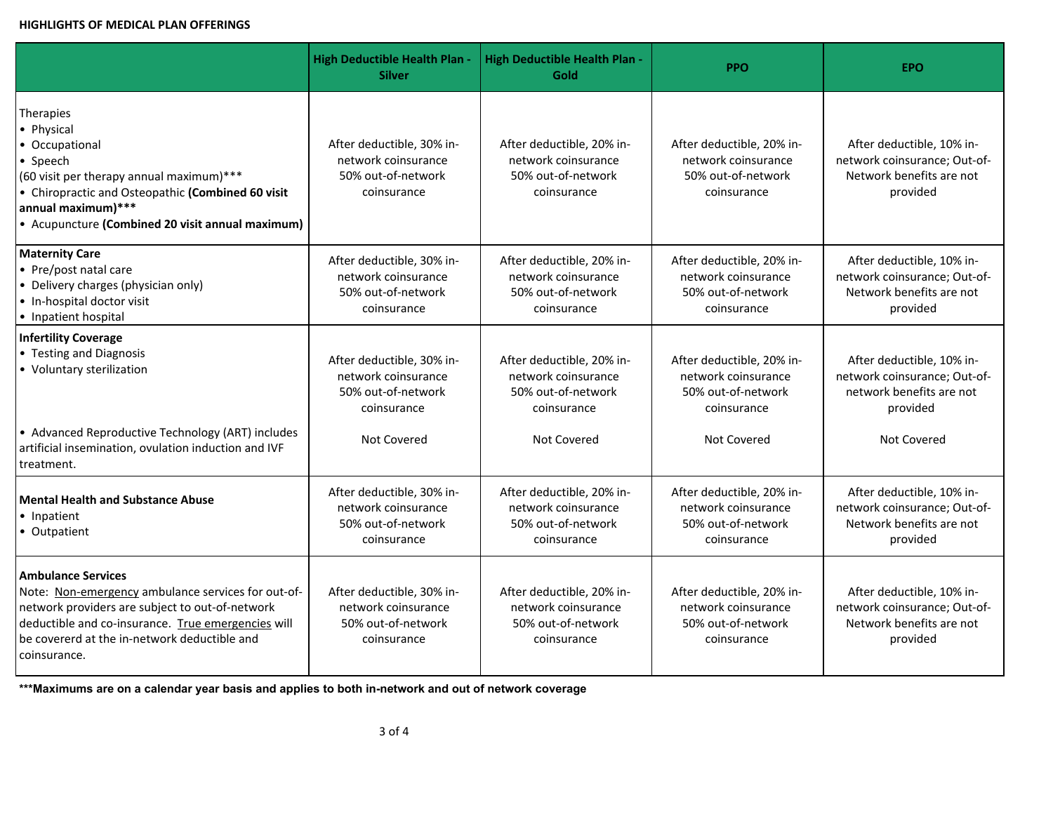**HIGHLIGHTS OF MEDICAL PLAN OFFERINGS**

| | High Deductible Health Plan - Silver | High Deductible Health Plan - Gold | PPO | EPO |
|---|---|---|---|---|
| Therapies<br>• Physical<br>• Occupational<br>• Speech<br>(60 visit per therapy annual maximum)***<br>• Chiropractic and Osteopathic **(Combined 60 visit annual maximum)*****<br>• Acupuncture **(Combined 20 visit annual maximum)** | After deductible, 30% in-network coinsurance 50% out-of-network coinsurance | After deductible, 20% in-network coinsurance 50% out-of-network coinsurance | After deductible, 20% in-network coinsurance 50% out-of-network coinsurance | After deductible, 10% in-network coinsurance; Out-of-Network benefits are not provided |
| **Maternity Care**<br>• Pre/post natal care<br>• Delivery charges (physician only)<br>• In-hospital doctor visit<br>• Inpatient hospital | After deductible, 30% in-network coinsurance 50% out-of-network coinsurance | After deductible, 20% in-network coinsurance 50% out-of-network coinsurance | After deductible, 20% in-network coinsurance 50% out-of-network coinsurance | After deductible, 10% in-network coinsurance; Out-of-Network benefits are not provided |
| **Infertility Coverage**<br>• Testing and Diagnosis<br>• Voluntary sterilization | After deductible, 30% in-network coinsurance 50% out-of-network coinsurance | After deductible, 20% in-network coinsurance 50% out-of-network coinsurance | After deductible, 20% in-network coinsurance 50% out-of-network coinsurance | After deductible, 10% in-network coinsurance; Out-of-network benefits are not provided |
| • Advanced Reproductive Technology (ART) includes artificial insemination, ovulation induction and IVF treatment. | Not Covered | Not Covered | Not Covered | Not Covered |
| **Mental Health and Substance Abuse**<br>• Inpatient<br>• Outpatient | After deductible, 30% in-network coinsurance 50% out-of-network coinsurance | After deductible, 20% in-network coinsurance 50% out-of-network coinsurance | After deductible, 20% in-network coinsurance 50% out-of-network coinsurance | After deductible, 10% in-network coinsurance; Out-of-Network benefits are not provided |
| **Ambulance Services**<br>Note: Non-emergency ambulance services for out-of-network providers are subject to out-of-network deductible and co-insurance. True emergencies will be covererd at the in-network deductible and coinsurance. | After deductible, 30% in-network coinsurance 50% out-of-network coinsurance | After deductible, 20% in-network coinsurance 50% out-of-network coinsurance | After deductible, 20% in-network coinsurance 50% out-of-network coinsurance | After deductible, 10% in-network coinsurance; Out-of-Network benefits are not provided |

*****Maximums are on a calendar year basis and applies to both in-network and out of network coverage**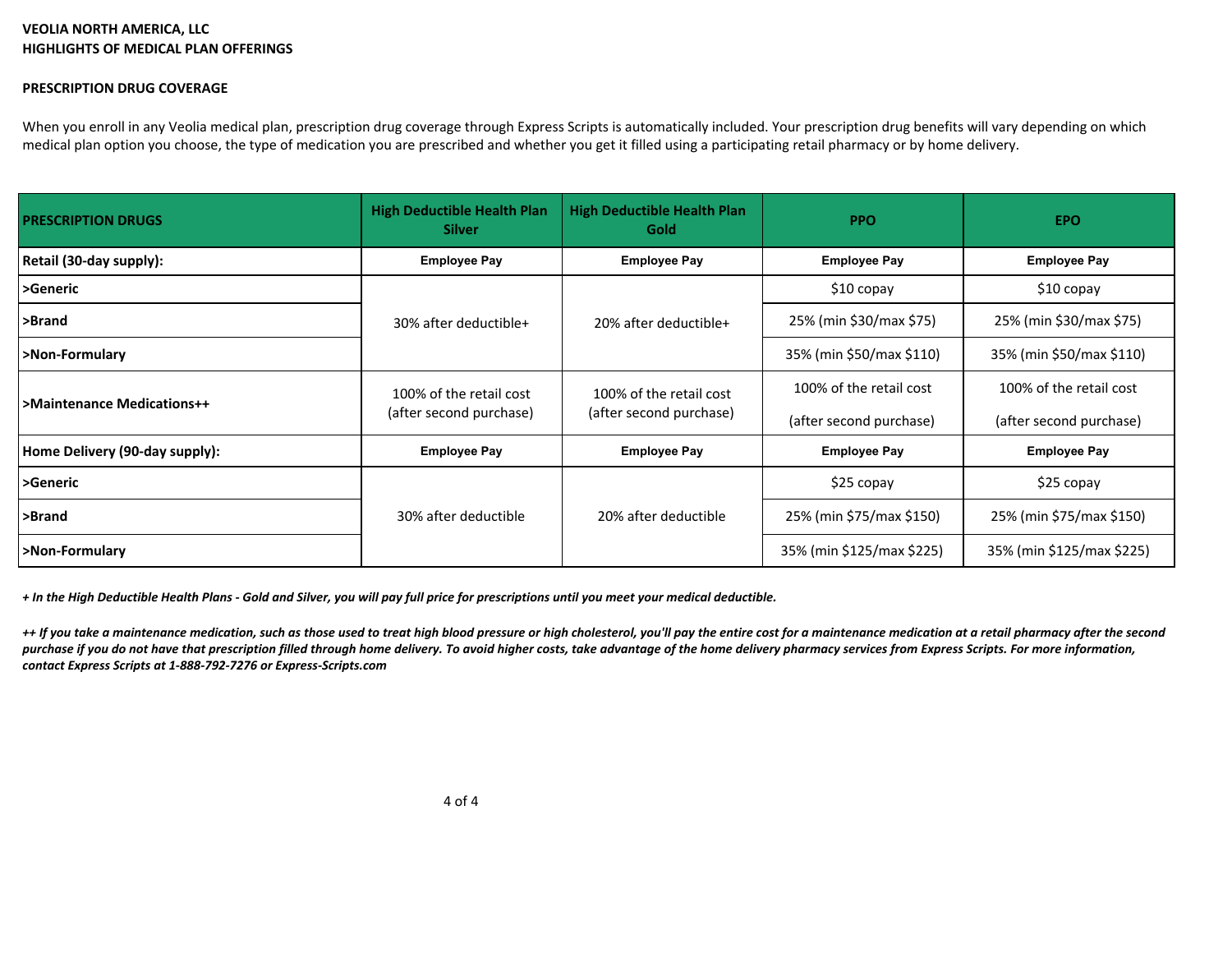**VEOLIA NORTH AMERICA, LLC**
**HIGHLIGHTS OF MEDICAL PLAN OFFERINGS**

**PRESCRIPTION DRUG COVERAGE**

When you enroll in any Veolia medical plan, prescription drug coverage through Express Scripts is automatically included. Your prescription drug benefits will vary depending on which medical plan option you choose, the type of medication you are prescribed and whether you get it filled using a participating retail pharmacy or by home delivery.

| PRESCRIPTION DRUGS | High Deductible Health Plan Silver | High Deductible Health Plan Gold | PPO | EPO |
|---|---|---|---|---|
| **Retail (30-day supply):** | **Employee Pay** | **Employee Pay** | **Employee Pay** | **Employee Pay** |
| **>Generic** | 30% after deductible+ | 20% after deductible+ | $10 copay | $10 copay |
| **>Brand** | | | 25% (min $30/max $75) | 25% (min $30/max $75) |
| **>Non-Formulary** | | | 35% (min $50/max $110) | 35% (min $50/max $110) |
| **>Maintenance Medications++** | 100% of the retail cost (after second purchase) | 100% of the retail cost (after second purchase) | 100% of the retail cost (after second purchase) | 100% of the retail cost (after second purchase) |
| **Home Delivery (90-day supply):** | **Employee Pay** | **Employee Pay** | **Employee Pay** | **Employee Pay** |
| **>Generic** | 30% after deductible | 20% after deductible | $25 copay | $25 copay |
| **>Brand** | | | 25% (min $75/max $150) | 25% (min $75/max $150) |
| **>Non-Formulary** | | | 35% (min $125/max $225) | 35% (min $125/max $225) |

*+ In the High Deductible Health Plans - Gold and Silver, you will pay full price for prescriptions until you meet your medical deductible.*

*++ If you take a maintenance medication, such as those used to treat high blood pressure or high cholesterol, you'll pay the entire cost for a maintenance medication at a retail pharmacy after the second purchase if you do not have that prescription filled through home delivery. To avoid higher costs, take advantage of the home delivery pharmacy services from Express Scripts. For more information, contact Express Scripts at 1-888-792-7276 or Express-Scripts.com*